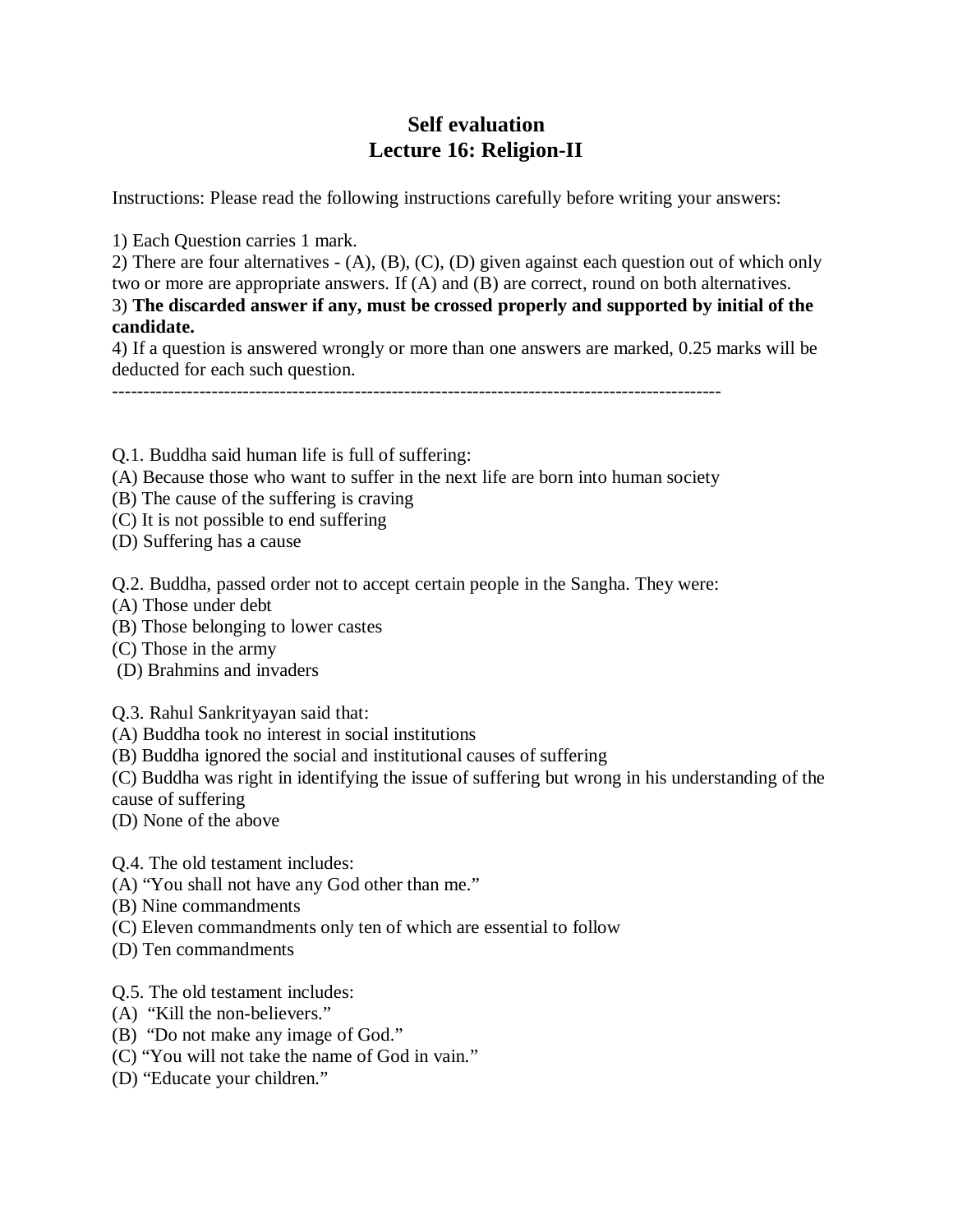# Self evaluation
# Lecture 16: Religion-II

Instructions: Please read the following instructions carefully before writing your answers:

1) Each Question carries 1 mark.
2) There are four alternatives - (A), (B), (C), (D) given against each question out of which only two or more are appropriate answers. If (A) and (B) are correct, round on both alternatives.
3) **The discarded answer if any, must be crossed properly and supported by initial of the candidate.**
4) If a question is answered wrongly or more than one answers are marked, 0.25 marks will be deducted for each such question.

---

Q.1. Buddha said human life is full of suffering:
(A) Because those who want to suffer in the next life are born into human society
(B) The cause of the suffering is craving
(C) It is not possible to end suffering
(D) Suffering has a cause

Q.2. Buddha, passed order not to accept certain people in the Sangha. They were:
(A) Those under debt
(B) Those belonging to lower castes
(C) Those in the army
(D) Brahmins and invaders

Q.3. Rahul Sankrityayan said that:
(A) Buddha took no interest in social institutions
(B) Buddha ignored the social and institutional causes of suffering
(C) Buddha was right in identifying the issue of suffering but wrong in his understanding of the cause of suffering
(D) None of the above

Q.4. The old testament includes:
(A) "You shall not have any God other than me."
(B) Nine commandments
(C) Eleven commandments only ten of which are essential to follow
(D) Ten commandments

Q.5. The old testament includes:
(A) "Kill the non-believers."
(B) "Do not make any image of God."
(C) "You will not take the name of God in vain."
(D) "Educate your children."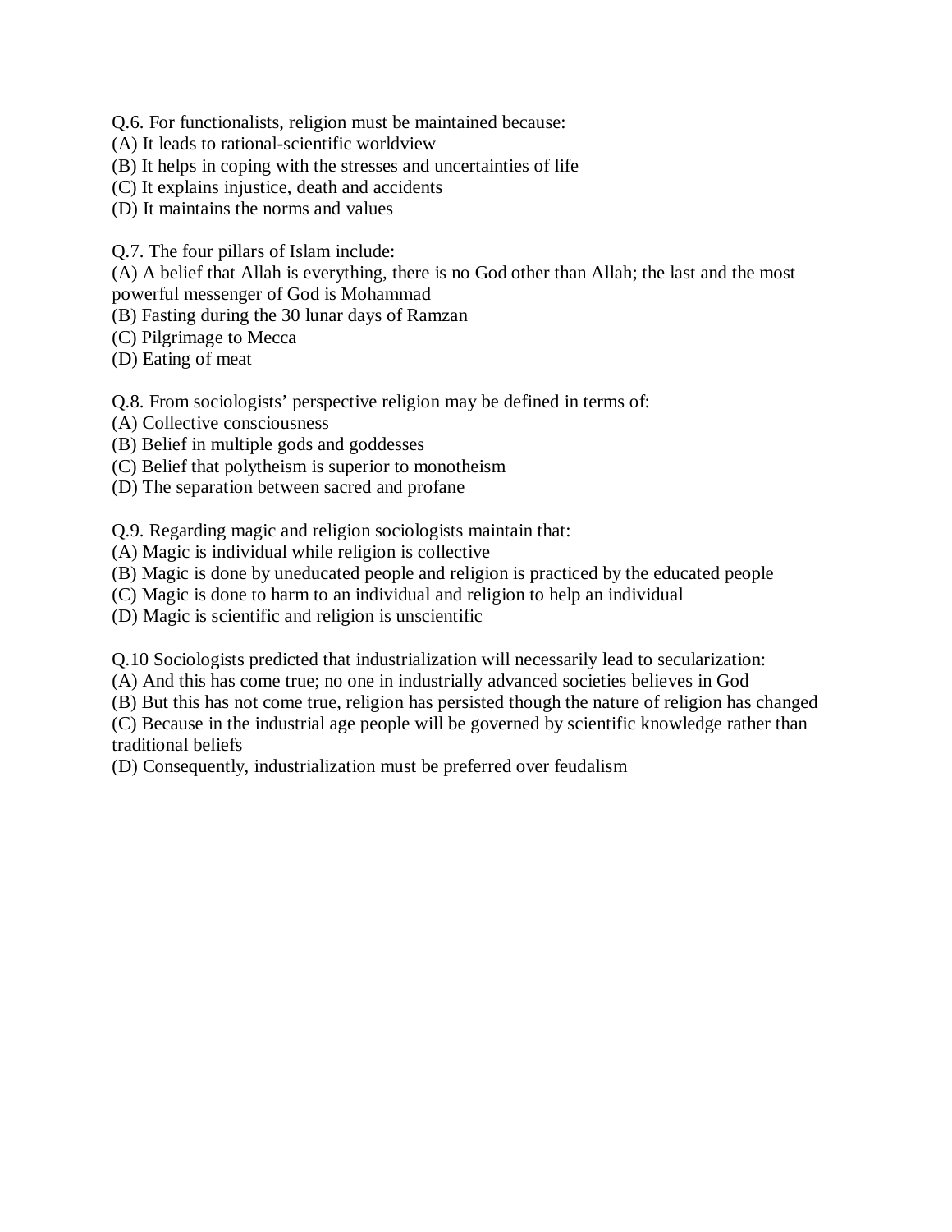Q.6. For functionalists, religion must be maintained because:
(A) It leads to rational-scientific worldview
(B) It helps in coping with the stresses and uncertainties of life
(C) It explains injustice, death and accidents
(D) It maintains the norms and values

Q.7. The four pillars of Islam include:
(A) A belief that Allah is everything, there is no God other than Allah; the last and the most powerful messenger of God is Mohammad
(B) Fasting during the 30 lunar days of Ramzan
(C) Pilgrimage to Mecca
(D) Eating of meat

Q.8. From sociologists' perspective religion may be defined in terms of:
(A) Collective consciousness
(B) Belief in multiple gods and goddesses
(C) Belief that polytheism is superior to monotheism
(D) The separation between sacred and profane

Q.9. Regarding magic and religion sociologists maintain that:
(A) Magic is individual while religion is collective
(B) Magic is done by uneducated people and religion is practiced by the educated people
(C) Magic is done to harm to an individual and religion to help an individual
(D) Magic is scientific and religion is unscientific

Q.10 Sociologists predicted that industrialization will necessarily lead to secularization:
(A) And this has come true; no one in industrially advanced societies believes in God
(B) But this has not come true, religion has persisted though the nature of religion has changed
(C) Because in the industrial age people will be governed by scientific knowledge rather than traditional beliefs
(D) Consequently, industrialization must be preferred over feudalism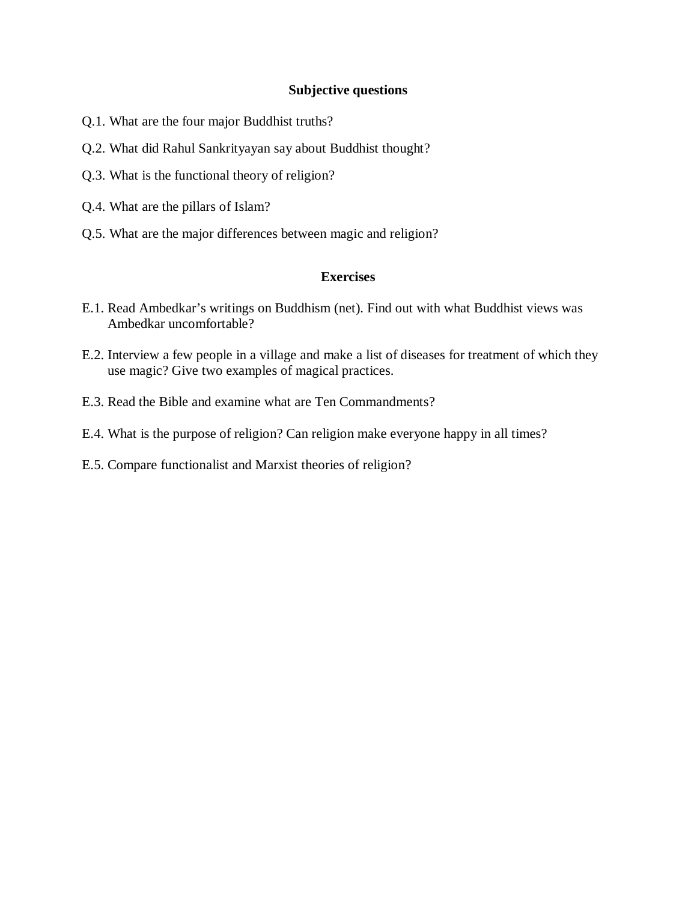## Subjective questions

Q.1. What are the four major Buddhist truths?

Q.2. What did Rahul Sankrityayan say about Buddhist thought?

Q.3. What is the functional theory of religion?

Q.4. What are the pillars of Islam?

Q.5. What are the major differences between magic and religion?

## Exercises

E.1. Read Ambedkar's writings on Buddhism (net). Find out with what Buddhist views was Ambedkar uncomfortable?

E.2. Interview a few people in a village and make a list of diseases for treatment of which they use magic? Give two examples of magical practices.

E.3. Read the Bible and examine what are Ten Commandments?

E.4. What is the purpose of religion? Can religion make everyone happy in all times?

E.5. Compare functionalist and Marxist theories of religion?